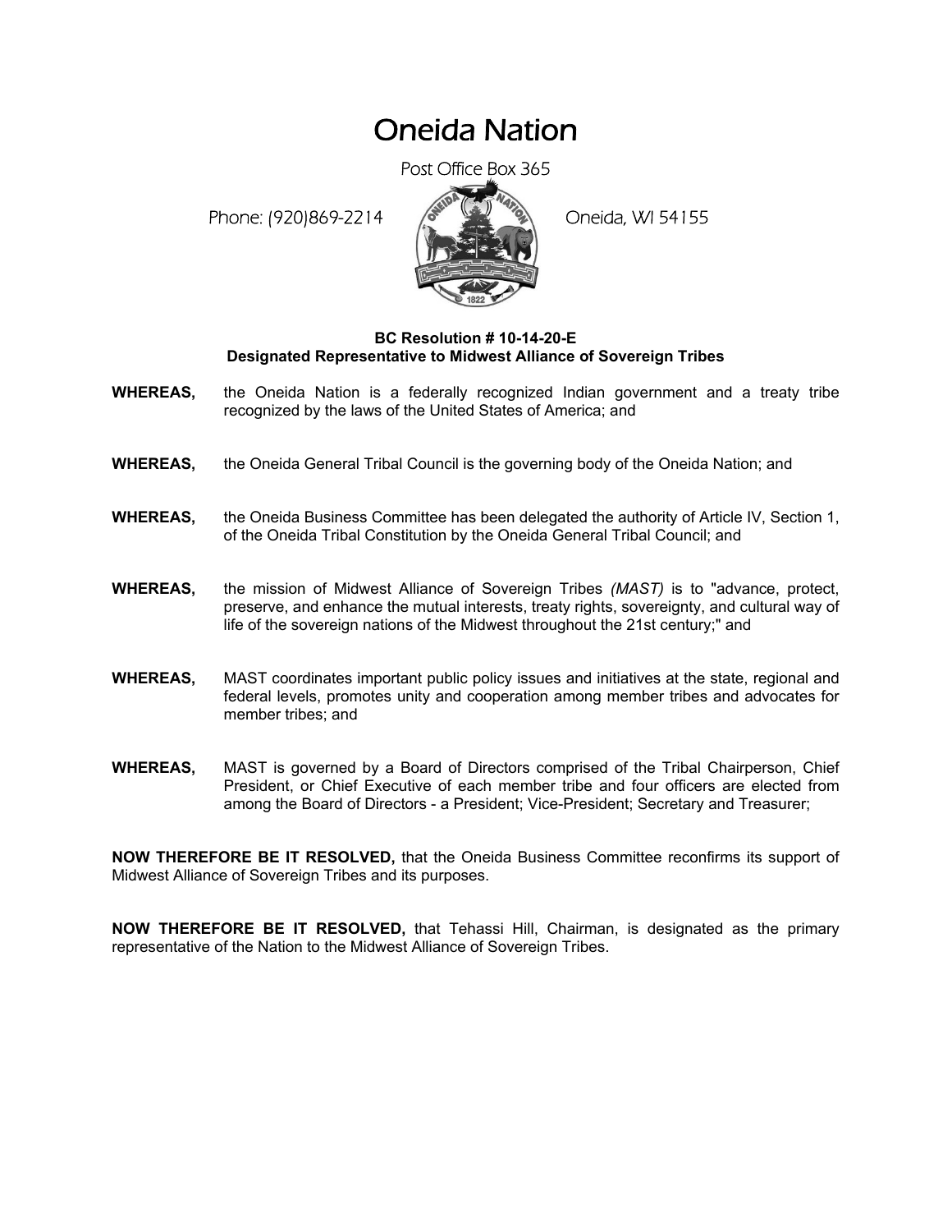# Oneida Nation

Post Office Box 365

Phone: (920)869-2214 Oneida, WI 54155

**BC Resolution # 10-14-20-E**
**Designated Representative to Midwest Alliance of Sovereign Tribes**

**WHEREAS,** the Oneida Nation is a federally recognized Indian government and a treaty tribe recognized by the laws of the United States of America; and

**WHEREAS,** the Oneida General Tribal Council is the governing body of the Oneida Nation; and

**WHEREAS,** the Oneida Business Committee has been delegated the authority of Article IV, Section 1, of the Oneida Tribal Constitution by the Oneida General Tribal Council; and

**WHEREAS,** the mission of Midwest Alliance of Sovereign Tribes *(MAST)* is to "advance, protect, preserve, and enhance the mutual interests, treaty rights, sovereignty, and cultural way of life of the sovereign nations of the Midwest throughout the 21st century;" and

**WHEREAS,** MAST coordinates important public policy issues and initiatives at the state, regional and federal levels, promotes unity and cooperation among member tribes and advocates for member tribes; and

**WHEREAS,** MAST is governed by a Board of Directors comprised of the Tribal Chairperson, Chief President, or Chief Executive of each member tribe and four officers are elected from among the Board of Directors - a President; Vice-President; Secretary and Treasurer;

**NOW THEREFORE BE IT RESOLVED,** that the Oneida Business Committee reconfirms its support of Midwest Alliance of Sovereign Tribes and its purposes.

**NOW THEREFORE BE IT RESOLVED,** that Tehassi Hill, Chairman, is designated as the primary representative of the Nation to the Midwest Alliance of Sovereign Tribes.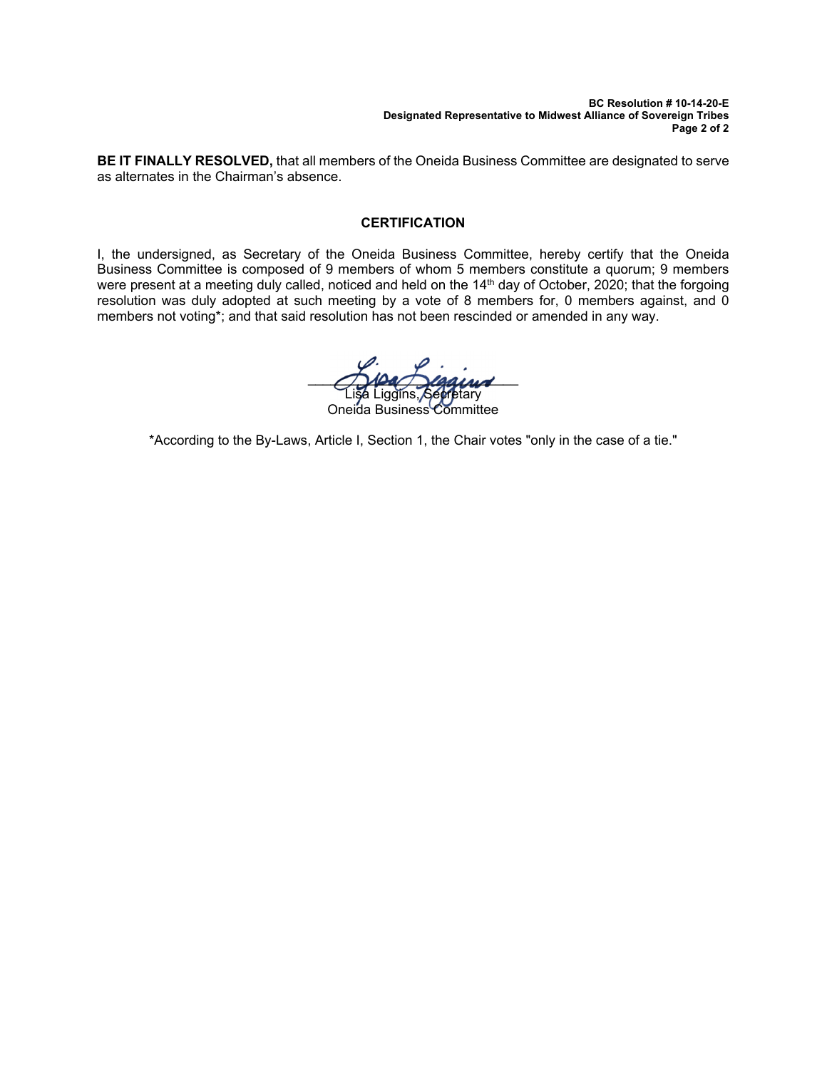**BE IT FINALLY RESOLVED,** that all members of the Oneida Business Committee are designated to serve as alternates in the Chairman's absence.

## CERTIFICATION

I, the undersigned, as Secretary of the Oneida Business Committee, hereby certify that the Oneida Business Committee is composed of 9 members of whom 5 members constitute a quorum; 9 members were present at a meeting duly called, noticed and held on the 14th day of October, 2020; that the forgoing resolution was duly adopted at such meeting by a vote of 8 members for, 0 members against, and 0 members not voting*; and that said resolution has not been rescinded or amended in any way.

Lisa Liggins, Secretary
Oneida Business Committee

*According to the By-Laws, Article I, Section 1, the Chair votes "only in the case of a tie."